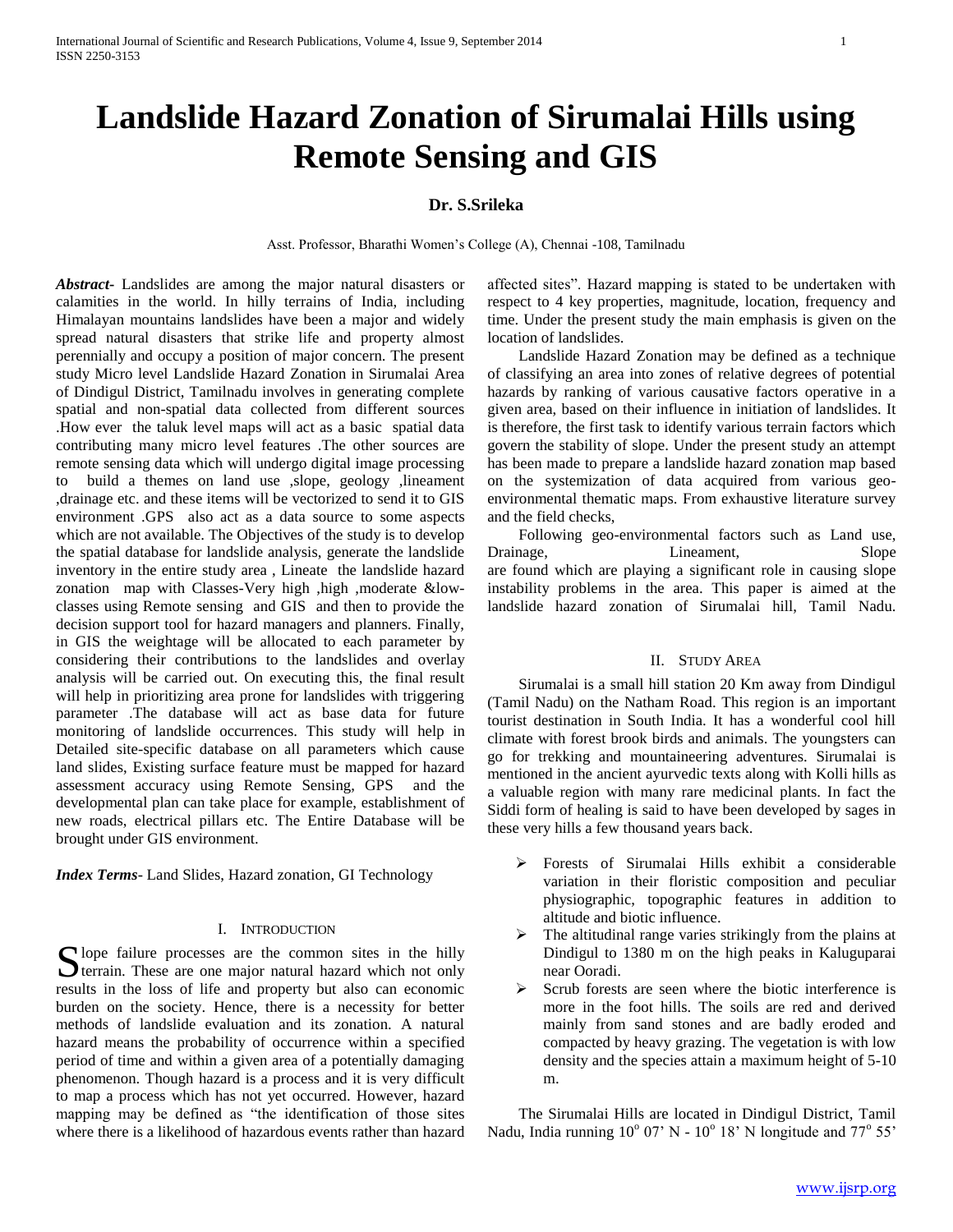# Landslide Hazard Zonation of Sirumalai Hills using Remote Sensing and GIS

**Dr. S.Srileka**

Asst. Professor, Bharathi Women's College (A), Chennai -108, Tamilnadu

***Abstract-*** Landslides are among the major natural disasters or calamities in the world. In hilly terrains of India, including Himalayan mountains landslides have been a major and widely spread natural disasters that strike life and property almost perennially and occupy a position of major concern. The present study Micro level Landslide Hazard Zonation in Sirumalai Area of Dindigul District, Tamilnadu involves in generating complete spatial and non-spatial data collected from different sources .How ever the taluk level maps will act as a basic spatial data contributing many micro level features .The other sources are remote sensing data which will undergo digital image processing to build a themes on land use ,slope, geology ,lineament ,drainage etc. and these items will be vectorized to send it to GIS environment .GPS also act as a data source to some aspects which are not available. The Objectives of the study is to develop the spatial database for landslide analysis, generate the landslide inventory in the entire study area , Lineate the landslide hazard zonation map with Classes-Very high ,high ,moderate &low-classes using Remote sensing and GIS and then to provide the decision support tool for hazard managers and planners. Finally, in GIS the weightage will be allocated to each parameter by considering their contributions to the landslides and overlay analysis will be carried out. On executing this, the final result will help in prioritizing area prone for landslides with triggering parameter .The database will act as base data for future monitoring of landslide occurrences. This study will help in Detailed site-specific database on all parameters which cause land slides, Existing surface feature must be mapped for hazard assessment accuracy using Remote Sensing, GPS and the developmental plan can take place for example, establishment of new roads, electrical pillars etc. The Entire Database will be brought under GIS environment.

***Index Terms*-** Land Slides, Hazard zonation, GI Technology

## I. Introduction

Slope failure processes are the common sites in the hilly terrain. These are one major natural hazard which not only results in the loss of life and property but also can economic burden on the society. Hence, there is a necessity for better methods of landslide evaluation and its zonation. A natural hazard means the probability of occurrence within a specified period of time and within a given area of a potentially damaging phenomenon. Though hazard is a process and it is very difficult to map a process which has not yet occurred. However, hazard mapping may be defined as "the identification of those sites where there is a likelihood of hazardous events rather than hazard affected sites". Hazard mapping is stated to be undertaken with respect to 4 key properties, magnitude, location, frequency and time. Under the present study the main emphasis is given on the location of landslides.

Landslide Hazard Zonation may be defined as a technique of classifying an area into zones of relative degrees of potential hazards by ranking of various causative factors operative in a given area, based on their influence in initiation of landslides. It is therefore, the first task to identify various terrain factors which govern the stability of slope. Under the present study an attempt has been made to prepare a landslide hazard zonation map based on the systemization of data acquired from various geo-environmental thematic maps. From exhaustive literature survey and the field checks,

Following geo-environmental factors such as Land use, Drainage, Lineament, Slope are found which are playing a significant role in causing slope instability problems in the area. This paper is aimed at the landslide hazard zonation of Sirumalai hill, Tamil Nadu.

## II. Study Area

Sirumalai is a small hill station 20 Km away from Dindigul (Tamil Nadu) on the Natham Road. This region is an important tourist destination in South India. It has a wonderful cool hill climate with forest brook birds and animals. The youngsters can go for trekking and mountaineering adventures. Sirumalai is mentioned in the ancient ayurvedic texts along with Kolli hills as a valuable region with many rare medicinal plants. In fact the Siddi form of healing is said to have been developed by sages in these very hills a few thousand years back.

- Forests of Sirumalai Hills exhibit a considerable variation in their floristic composition and peculiar physiographic, topographic features in addition to altitude and biotic influence.
- The altitudinal range varies strikingly from the plains at Dindigul to 1380 m on the high peaks in Kaluguparai near Ooradi.
- Scrub forests are seen where the biotic interference is more in the foot hills. The soils are red and derived mainly from sand stones and are badly eroded and compacted by heavy grazing. The vegetation is with low density and the species attain a maximum height of 5-10 m.

The Sirumalai Hills are located in Dindigul District, Tamil Nadu, India running $10^{o}$ 07' N - $10^{o}$ 18' N longitude and $77^{o}$ 55'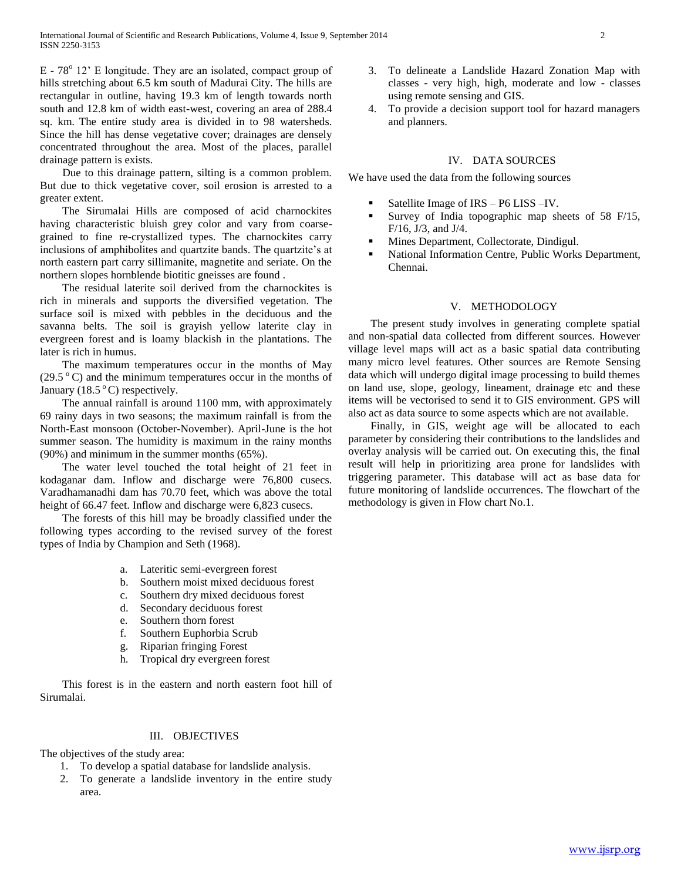E - 78$^{o}$ 12' E longitude. They are an isolated, compact group of hills stretching about 6.5 km south of Madurai City. The hills are rectangular in outline, having 19.3 km of length towards north south and 12.8 km of width east-west, covering an area of 288.4 sq. km. The entire study area is divided in to 98 watersheds. Since the hill has dense vegetative cover; drainages are densely concentrated throughout the area. Most of the places, parallel drainage pattern is exists.

Due to this drainage pattern, silting is a common problem. But due to thick vegetative cover, soil erosion is arrested to a greater extent.

The Sirumalai Hills are composed of acid charnockites having characteristic bluish grey color and vary from coarse-grained to fine re-crystallized types. The charnockites carry inclusions of amphibolites and quartzite bands. The quartzite's at north eastern part carry sillimanite, magnetite and seriate. On the northern slopes hornblende biotitic gneisses are found .

The residual laterite soil derived from the charnockites is rich in minerals and supports the diversified vegetation. The surface soil is mixed with pebbles in the deciduous and the savanna belts. The soil is grayish yellow laterite clay in evergreen forest and is loamy blackish in the plantations. The later is rich in humus.

The maximum temperatures occur in the months of May (29.5 $^{o}$C) and the minimum temperatures occur in the months of January (18.5 $^{o}$C) respectively.

The annual rainfall is around 1100 mm, with approximately 69 rainy days in two seasons; the maximum rainfall is from the North-East monsoon (October-November). April-June is the hot summer season. The humidity is maximum in the rainy months (90%) and minimum in the summer months (65%).

The water level touched the total height of 21 feet in kodaganar dam. Inflow and discharge were 76,800 cusecs. Varadhamanadhi dam has 70.70 feet, which was above the total height of 66.47 feet. Inflow and discharge were 6,823 cusecs.

The forests of this hill may be broadly classified under the following types according to the revised survey of the forest types of India by Champion and Seth (1968).

a. Lateritic semi-evergreen forest
b. Southern moist mixed deciduous forest
c. Southern dry mixed deciduous forest
d. Secondary deciduous forest
e. Southern thorn forest
f. Southern Euphorbia Scrub
g. Riparian fringing Forest
h. Tropical dry evergreen forest

This forest is in the eastern and north eastern foot hill of Sirumalai.

## III. OBJECTIVES

The objectives of the study area:

1. To develop a spatial database for landslide analysis.
2. To generate a landslide inventory in the entire study area.
3. To delineate a Landslide Hazard Zonation Map with classes - very high, high, moderate and low - classes using remote sensing and GIS.
4. To provide a decision support tool for hazard managers and planners.

## IV. DATA SOURCES

We have used the data from the following sources

- Satellite Image of IRS – P6 LISS –IV.
- Survey of India topographic map sheets of 58 F/15, F/16, J/3, and J/4.
- Mines Department, Collectorate, Dindigul.
- National Information Centre, Public Works Department, Chennai.

## V. METHODOLOGY

The present study involves in generating complete spatial and non-spatial data collected from different sources. However village level maps will act as a basic spatial data contributing many micro level features. Other sources are Remote Sensing data which will undergo digital image processing to build themes on land use, slope, geology, lineament, drainage etc and these items will be vectorised to send it to GIS environment. GPS will also act as data source to some aspects which are not available.

Finally, in GIS, weight age will be allocated to each parameter by considering their contributions to the landslides and overlay analysis will be carried out. On executing this, the final result will help in prioritizing area prone for landslides with triggering parameter. This database will act as base data for future monitoring of landslide occurrences. The flowchart of the methodology is given in Flow chart No.1.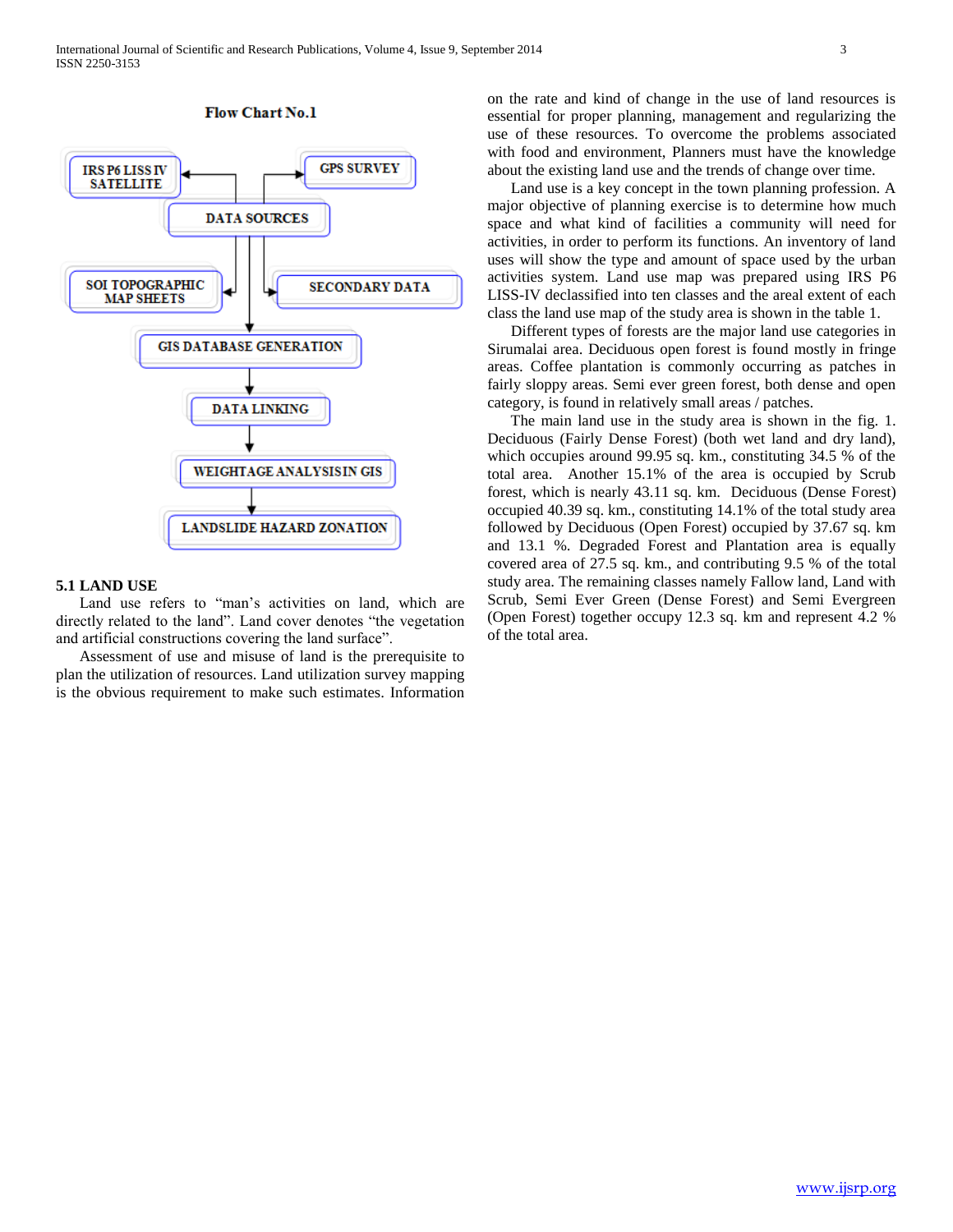**Flow Chart No.1**

IRS P6 LISS IV SATELLITE

GPS SURVEY

DATA SOURCES

SOI TOPOGRAPHIC MAP SHEETS

SECONDARY DATA

GIS DATABASE GENERATION

DATA LINKING

WEIGHTAGE ANALYSISIN GIS

LANDSLIDE HAZARD ZONATION

### 5.1 LAND USE

Land use refers to “man’s activities on land, which are directly related to the land”. Land cover denotes “the vegetation and artificial constructions covering the land surface”.

Assessment of use and misuse of land is the prerequisite to plan the utilization of resources. Land utilization survey mapping is the obvious requirement to make such estimates. Information on the rate and kind of change in the use of land resources is essential for proper planning, management and regularizing the use of these resources. To overcome the problems associated with food and environment, Planners must have the knowledge about the existing land use and the trends of change over time.

Land use is a key concept in the town planning profession. A major objective of planning exercise is to determine how much space and what kind of facilities a community will need for activities, in order to perform its functions. An inventory of land uses will show the type and amount of space used by the urban activities system. Land use map was prepared using IRS P6 LISS-IV declassified into ten classes and the areal extent of each class the land use map of the study area is shown in the table 1.

Different types of forests are the major land use categories in Sirumalai area. Deciduous open forest is found mostly in fringe areas. Coffee plantation is commonly occurring as patches in fairly sloppy areas. Semi ever green forest, both dense and open category, is found in relatively small areas / patches.

The main land use in the study area is shown in the fig. 1. Deciduous (Fairly Dense Forest) (both wet land and dry land), which occupies around 99.95 sq. km., constituting 34.5 % of the total area. Another 15.1% of the area is occupied by Scrub forest, which is nearly 43.11 sq. km. Deciduous (Dense Forest) occupied 40.39 sq. km., constituting 14.1% of the total study area followed by Deciduous (Open Forest) occupied by 37.67 sq. km and 13.1 %. Degraded Forest and Plantation area is equally covered area of 27.5 sq. km., and contributing 9.5 % of the total study area. The remaining classes namely Fallow land, Land with Scrub, Semi Ever Green (Dense Forest) and Semi Evergreen (Open Forest) together occupy 12.3 sq. km and represent 4.2 % of the total area.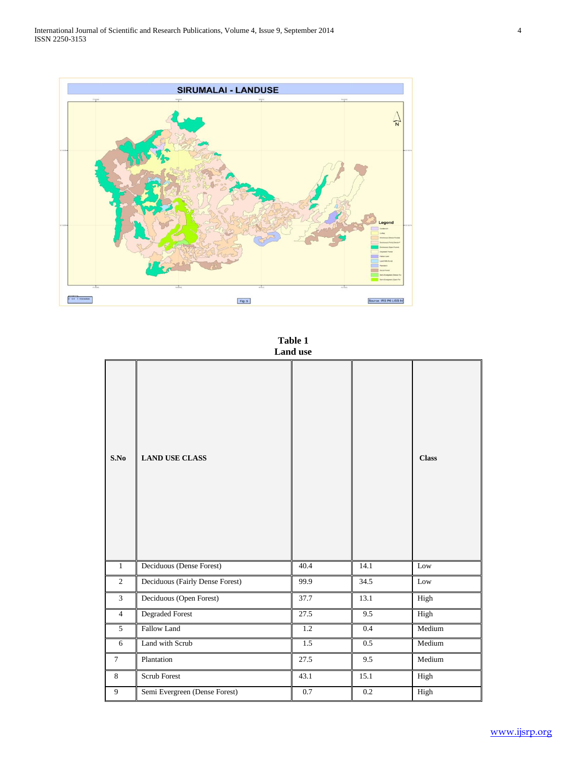**Table 1**
**Land use**

| S.No | LAND USE CLASS | | | Class |
|---|---|---|---|---|
| 1 | Deciduous (Dense Forest) | 40.4 | 14.1 | Low |
| 2 | Deciduous (Fairly Dense Forest) | 99.9 | 34.5 | Low |
| 3 | Deciduous (Open Forest) | 37.7 | 13.1 | High |
| 4 | Degraded Forest | 27.5 | 9.5 | High |
| 5 | Fallow Land | 1.2 | 0.4 | Medium |
| 6 | Land with Scrub | 1.5 | 0.5 | Medium |
| 7 | Plantation | 27.5 | 9.5 | Medium |
| 8 | Scrub Forest | 43.1 | 15.1 | High |
| 9 | Semi Evergreen (Dense Forest) | 0.7 | 0.2 | High |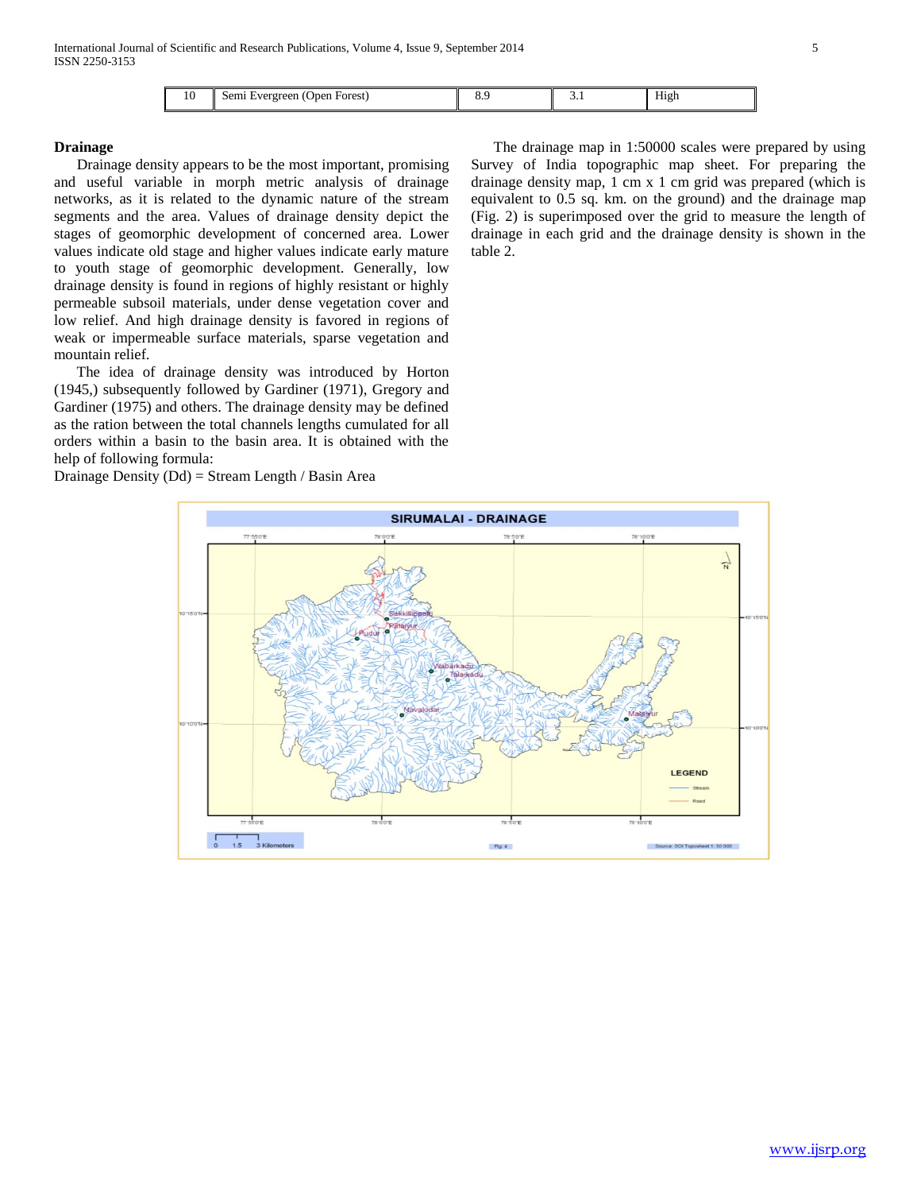| 10 | Semi Evergreen (Open Forest) | 8.9 | 3.1 | High |
|---|---|---|---|---|

**Drainage**

Drainage density appears to be the most important, promising and useful variable in morph metric analysis of drainage networks, as it is related to the dynamic nature of the stream segments and the area. Values of drainage density depict the stages of geomorphic development of concerned area. Lower values indicate old stage and higher values indicate early mature to youth stage of geomorphic development. Generally, low drainage density is found in regions of highly resistant or highly permeable subsoil materials, under dense vegetation cover and low relief. And high drainage density is favored in regions of weak or impermeable surface materials, sparse vegetation and mountain relief.

The idea of drainage density was introduced by Horton (1945,) subsequently followed by Gardiner (1971), Gregory and Gardiner (1975) and others. The drainage density may be defined as the ration between the total channels lengths cumulated for all orders within a basin to the basin area. It is obtained with the help of following formula:

Drainage Density (Dd) = Stream Length / Basin Area

The drainage map in 1:50000 scales were prepared by using Survey of India topographic map sheet. For preparing the drainage density map, 1 cm x 1 cm grid was prepared (which is equivalent to 0.5 sq. km. on the ground) and the drainage map (Fig. 2) is superimposed over the grid to measure the length of drainage in each grid and the drainage density is shown in the table 2.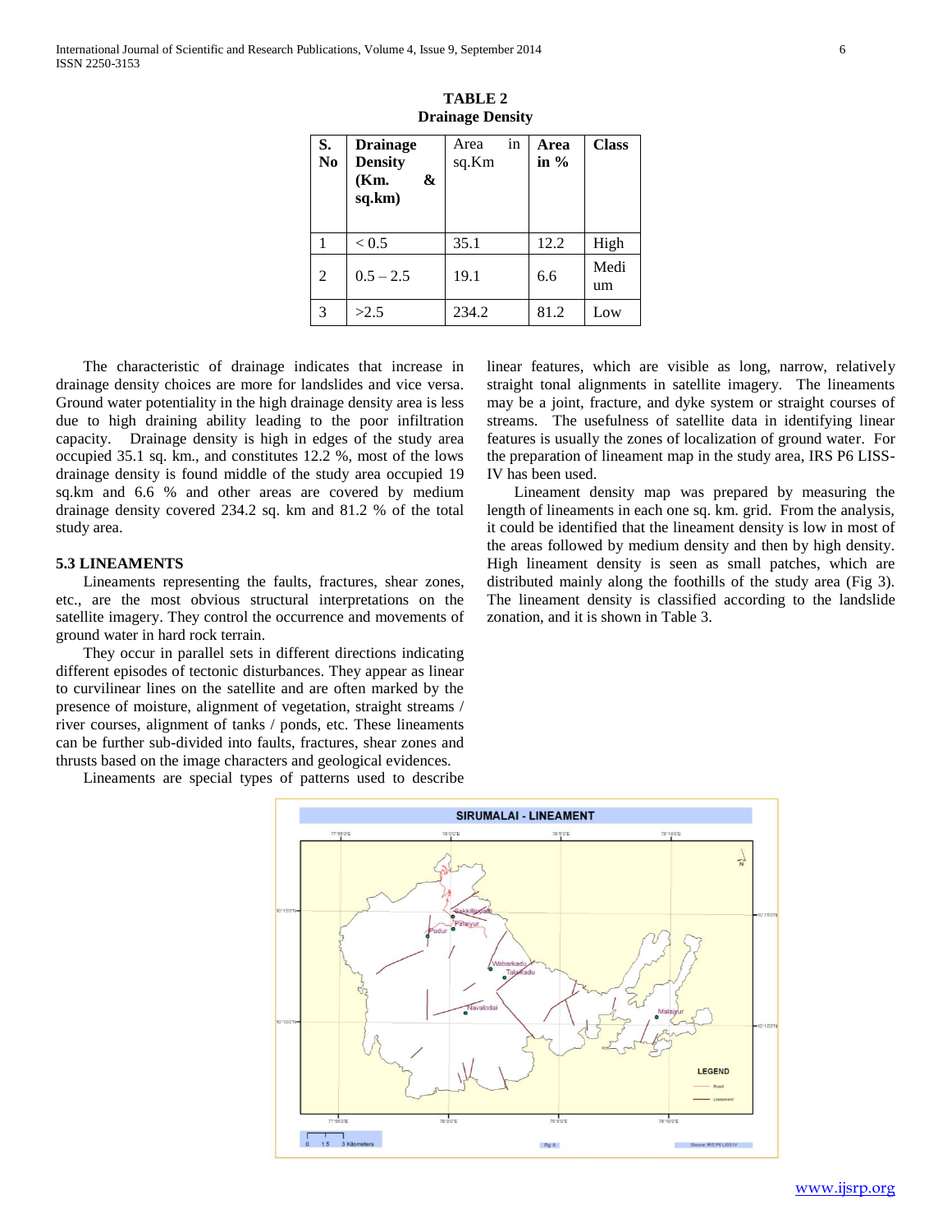**TABLE 2**
**Drainage Density**

| S. No | Drainage Density (Km. & sq.km) | Area in sq.Km | Area in % | Class |
|---|---|---|---|---|
| 1 | < 0.5 | 35.1 | 12.2 | High |
| 2 | 0.5 – 2.5 | 19.1 | 6.6 | Medium |
| 3 | >2.5 | 234.2 | 81.2 | Low |

The characteristic of drainage indicates that increase in drainage density choices are more for landslides and vice versa. Ground water potentiality in the high drainage density area is less due to high draining ability leading to the poor infiltration capacity. Drainage density is high in edges of the study area occupied 35.1 sq. km., and constitutes 12.2 %, most of the lows drainage density is found middle of the study area occupied 19 sq.km and 6.6 % and other areas are covered by medium drainage density covered 234.2 sq. km and 81.2 % of the total study area.

## 5.3 LINEAMENTS

Lineaments representing the faults, fractures, shear zones, etc., are the most obvious structural interpretations on the satellite imagery. They control the occurrence and movements of ground water in hard rock terrain.

They occur in parallel sets in different directions indicating different episodes of tectonic disturbances. They appear as linear to curvilinear lines on the satellite and are often marked by the presence of moisture, alignment of vegetation, straight streams / river courses, alignment of tanks / ponds, etc. These lineaments can be further sub-divided into faults, fractures, shear zones and thrusts based on the image characters and geological evidences.

Lineaments are special types of patterns used to describe linear features, which are visible as long, narrow, relatively straight tonal alignments in satellite imagery. The lineaments may be a joint, fracture, and dyke system or straight courses of streams. The usefulness of satellite data in identifying linear features is usually the zones of localization of ground water. For the preparation of lineament map in the study area, IRS P6 LISS-IV has been used.

Lineament density map was prepared by measuring the length of lineaments in each one sq. km. grid. From the analysis, it could be identified that the lineament density is low in most of the areas followed by medium density and then by high density. High lineament density is seen as small patches, which are distributed mainly along the foothills of the study area (Fig 3). The lineament density is classified according to the landslide zonation, and it is shown in Table 3.

SIRUMALAI - LINEAMENT

Fig 6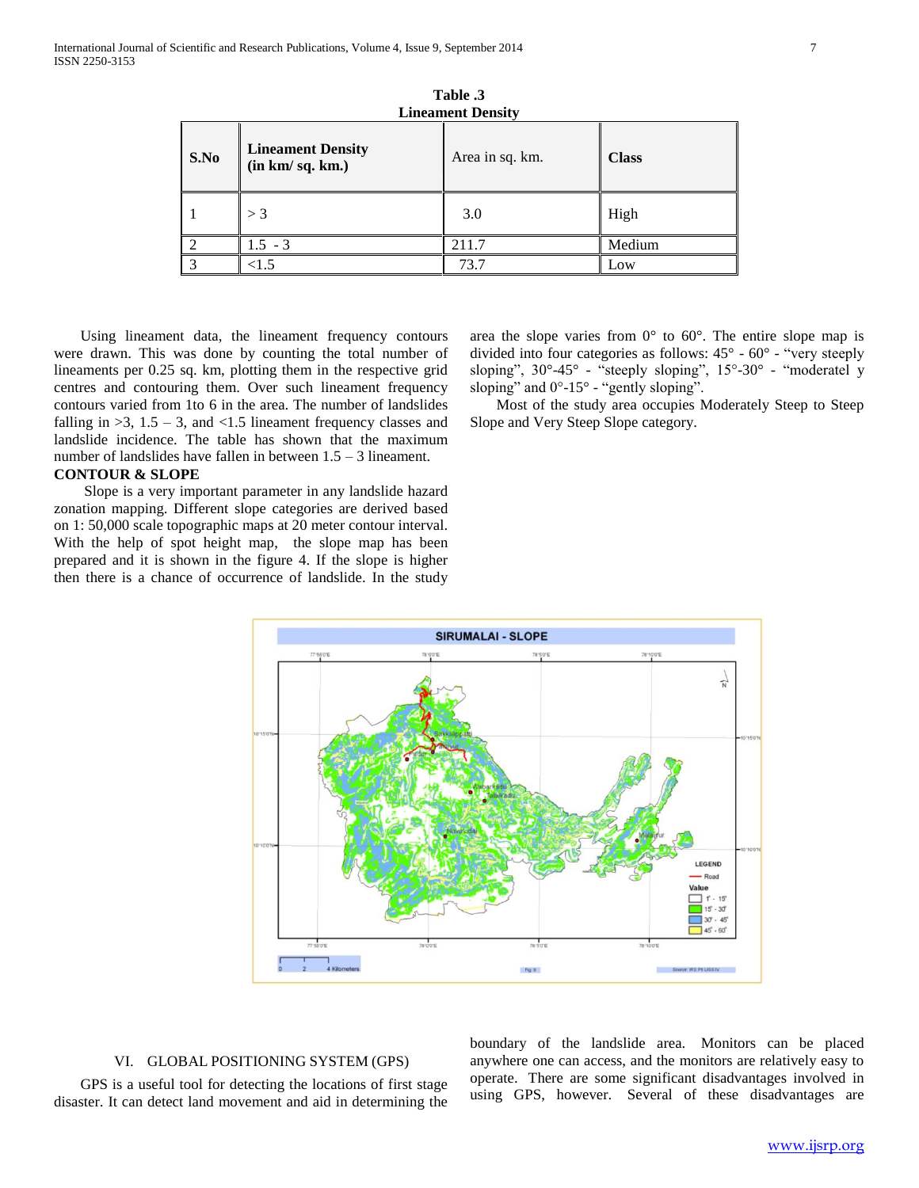**Table .3**
**Lineament Density**

| S.No | Lineament Density (in km/ sq. km.) | Area in sq. km. | Class |
|---|---|---|---|
| 1 | > 3 | 3.0 | High |
| 2 | 1.5 - 3 | 211.7 | Medium |
| 3 | <1.5 | 73.7 | Low |

Using lineament data, the lineament frequency contours were drawn. This was done by counting the total number of lineaments per 0.25 sq. km, plotting them in the respective grid centres and contouring them. Over such lineament frequency contours varied from 1to 6 in the area. The number of landslides falling in >3, 1.5 – 3, and <1.5 lineament frequency classes and landslide incidence. The table has shown that the maximum number of landslides have fallen in between 1.5 – 3 lineament.

**CONTOUR & SLOPE**

Slope is a very important parameter in any landslide hazard zonation mapping. Different slope categories are derived based on 1: 50,000 scale topographic maps at 20 meter contour interval. With the help of spot height map, the slope map has been prepared and it is shown in the figure 4. If the slope is higher then there is a chance of occurrence of landslide. In the study area the slope varies from 0° to 60°. The entire slope map is divided into four categories as follows: 45° - 60° - "very steeply sloping", 30°-45° - "steeply sloping", 15°-30° - "moderatel y sloping" and 0°-15° - "gently sloping".

Most of the study area occupies Moderately Steep to Steep Slope and Very Steep Slope category.

## VI. GLOBAL POSITIONING SYSTEM (GPS)

GPS is a useful tool for detecting the locations of first stage disaster. It can detect land movement and aid in determining the boundary of the landslide area. Monitors can be placed anywhere one can access, and the monitors are relatively easy to operate. There are some significant disadvantages involved in using GPS, however. Several of these disadvantages are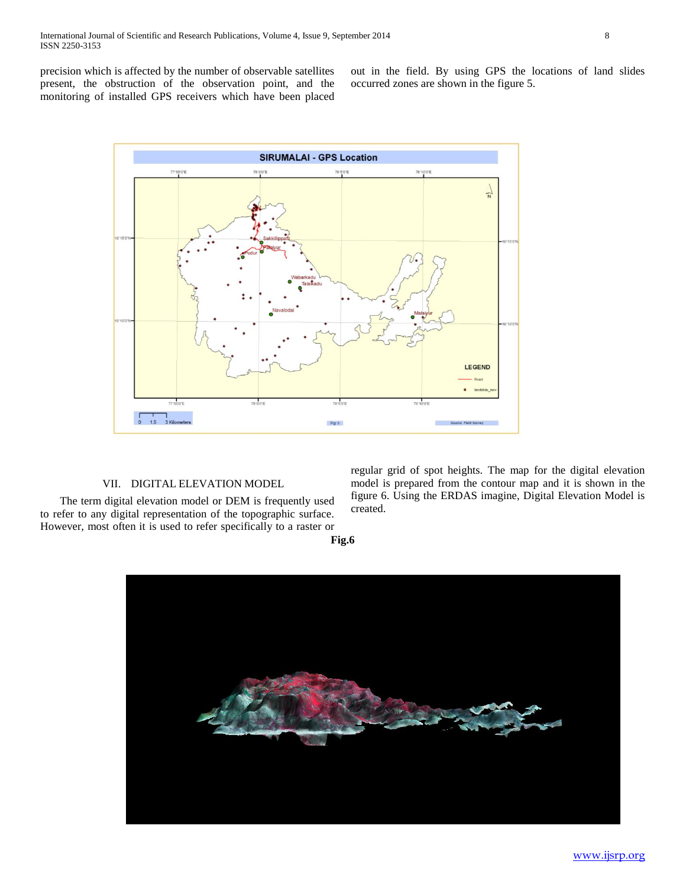precision which is affected by the number of observable satellites present, the obstruction of the observation point, and the monitoring of installed GPS receivers which have been placed out in the field. By using GPS the locations of land slides occurred zones are shown in the figure 5.

## VII. DIGITAL ELEVATION MODEL

The term digital elevation model or DEM is frequently used to refer to any digital representation of the topographic surface. However, most often it is used to refer specifically to a raster or regular grid of spot heights. The map for the digital elevation model is prepared from the contour map and it is shown in the figure 6. Using the ERDAS imagine, Digital Elevation Model is created.

**Fig.6**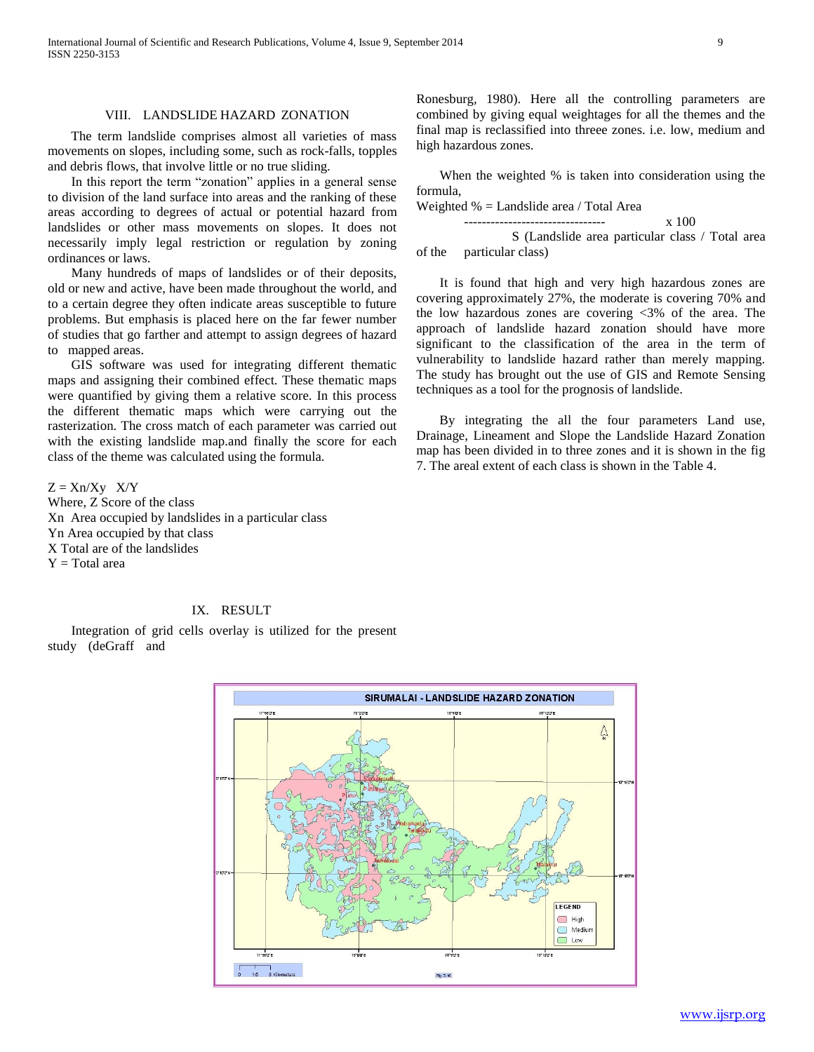## VIII. LANDSLIDE HAZARD ZONATION

The term landslide comprises almost all varieties of mass movements on slopes, including some, such as rock-falls, topples and debris flows, that involve little or no true sliding.

In this report the term "zonation" applies in a general sense to division of the land surface into areas and the ranking of these areas according to degrees of actual or potential hazard from landslides or other mass movements on slopes. It does not necessarily imply legal restriction or regulation by zoning ordinances or laws.

Many hundreds of maps of landslides or of their deposits, old or new and active, have been made throughout the world, and to a certain degree they often indicate areas susceptible to future problems. But emphasis is placed here on the far fewer number of studies that go farther and attempt to assign degrees of hazard to mapped areas.

GIS software was used for integrating different thematic maps and assigning their combined effect. These thematic maps were quantified by giving them a relative score. In this process the different thematic maps which were carrying out the rasterization. The cross match of each parameter was carried out with the existing landslide map.and finally the score for each class of the theme was calculated using the formula.

$Z = Xn/Xy \quad X/Y$

Where, Z Score of the class

Xn Area occupied by landslides in a particular class

Yn Area occupied by that class

X Total are of the landslides

Y = Total area

## IX. RESULT

Integration of grid cells overlay is utilized for the present study (deGraff and Ronesburg, 1980). Here all the controlling parameters are combined by giving equal weightages for all the themes and the final map is reclassified into threee zones. i.e. low, medium and high hazardous zones.

When the weighted % is taken into consideration using the formula,

$$\text{Weighted \%} = \frac{\text{Landslide area / Total Area}}{\text{S (Landslide area particular class / Total area of the particular class)}} \times 100$$

It is found that high and very high hazardous zones are covering approximately 27%, the moderate is covering 70% and the low hazardous zones are covering <3% of the area. The approach of landslide hazard zonation should have more significant to the classification of the area in the term of vulnerability to landslide hazard rather than merely mapping. The study has brought out the use of GIS and Remote Sensing techniques as a tool for the prognosis of landslide.

By integrating the all the four parameters Land use, Drainage, Lineament and Slope the Landslide Hazard Zonation map has been divided in to three zones and it is shown in the fig 7. The areal extent of each class is shown in the Table 4.

SIRUMALAI - LANDSLIDE HAZARD ZONATION

LEGEND: High, Medium, Low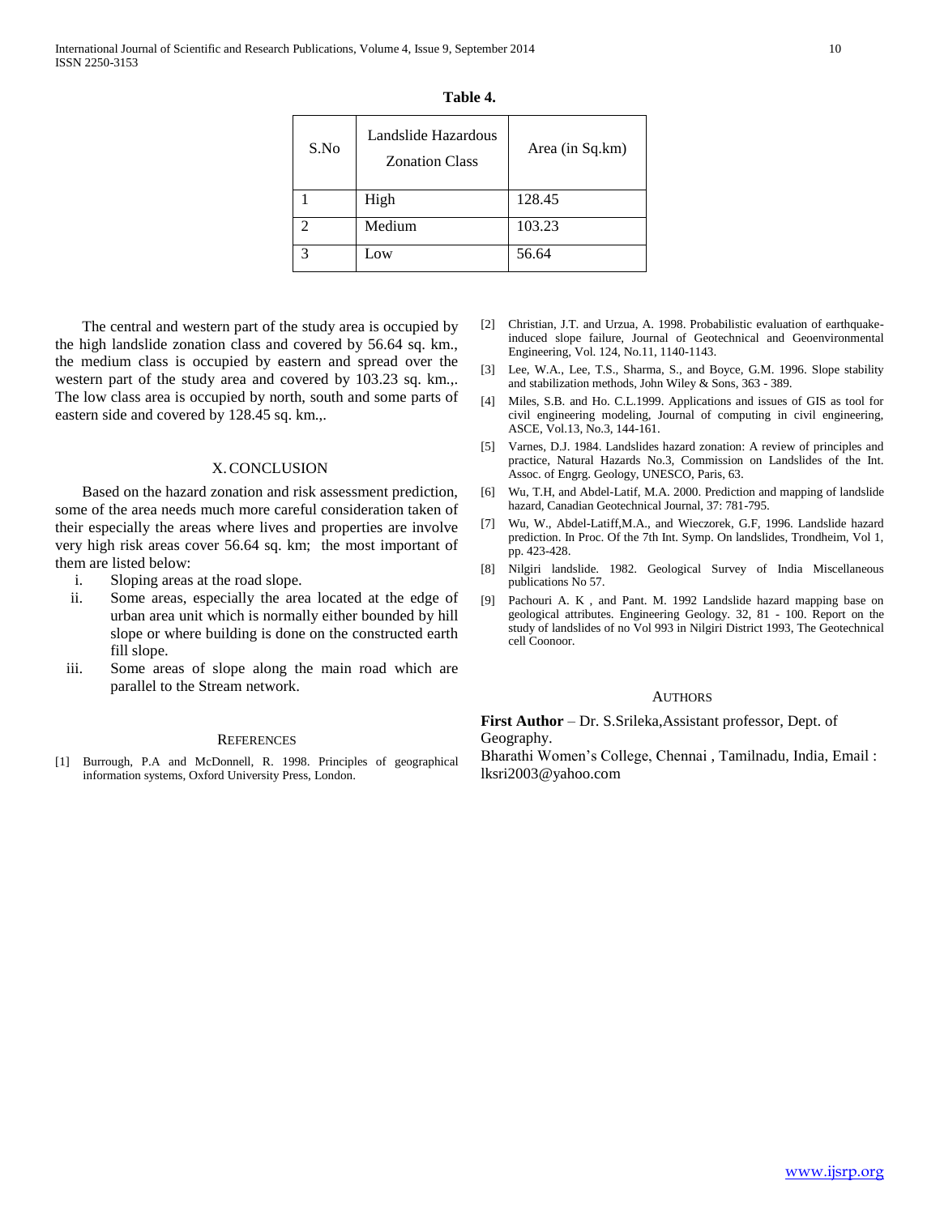**Table 4.**

| S.No | Landslide Hazardous Zonation Class | Area (in Sq.km) |
|---|---|---|
| 1 | High | 128.45 |
| 2 | Medium | 103.23 |
| 3 | Low | 56.64 |

The central and western part of the study area is occupied by the high landslide zonation class and covered by 56.64 sq. km., the medium class is occupied by eastern and spread over the western part of the study area and covered by 103.23 sq. km.,. The low class area is occupied by north, south and some parts of eastern side and covered by 128.45 sq. km.,.

## X. CONCLUSION

Based on the hazard zonation and risk assessment prediction, some of the area needs much more careful consideration taken of their especially the areas where lives and properties are involve very high risk areas cover 56.64 sq. km; the most important of them are listed below:

i. Sloping areas at the road slope.
ii. Some areas, especially the area located at the edge of urban area unit which is normally either bounded by hill slope or where building is done on the constructed earth fill slope.
iii. Some areas of slope along the main road which are parallel to the Stream network.

## REFERENCES

[1] Burrough, P.A and McDonnell, R. 1998. Principles of geographical information systems, Oxford University Press, London.

[2] Christian, J.T. and Urzua, A. 1998. Probabilistic evaluation of earthquake-induced slope failure, Journal of Geotechnical and Geoenvironmental Engineering, Vol. 124, No.11, 1140-1143.

[3] Lee, W.A., Lee, T.S., Sharma, S., and Boyce, G.M. 1996. Slope stability and stabilization methods, John Wiley & Sons, 363 - 389.

[4] Miles, S.B. and Ho. C.L.1999. Applications and issues of GIS as tool for civil engineering modeling, Journal of computing in civil engineering, ASCE, Vol.13, No.3, 144-161.

[5] Varnes, D.J. 1984. Landslides hazard zonation: A review of principles and practice, Natural Hazards No.3, Commission on Landslides of the Int. Assoc. of Engrg. Geology, UNESCO, Paris, 63.

[6] Wu, T.H, and Abdel-Latif, M.A. 2000. Prediction and mapping of landslide hazard, Canadian Geotechnical Journal, 37: 781-795.

[7] Wu, W., Abdel-Latiff,M.A., and Wieczorek, G.F, 1996. Landslide hazard prediction. In Proc. Of the 7th Int. Symp. On landslides, Trondheim, Vol 1, pp. 423-428.

[8] Nilgiri landslide. 1982. Geological Survey of India Miscellaneous publications No 57.

[9] Pachouri A. K , and Pant. M. 1992 Landslide hazard mapping base on geological attributes. Engineering Geology. 32, 81 - 100. Report on the study of landslides of no Vol 993 in Nilgiri District 1993, The Geotechnical cell Coonoor.

## AUTHORS

**First Author** – Dr. S.Srileka,Assistant professor, Dept. of Geography.
Bharathi Women's College, Chennai , Tamilnadu, India, Email : lksri2003@yahoo.com